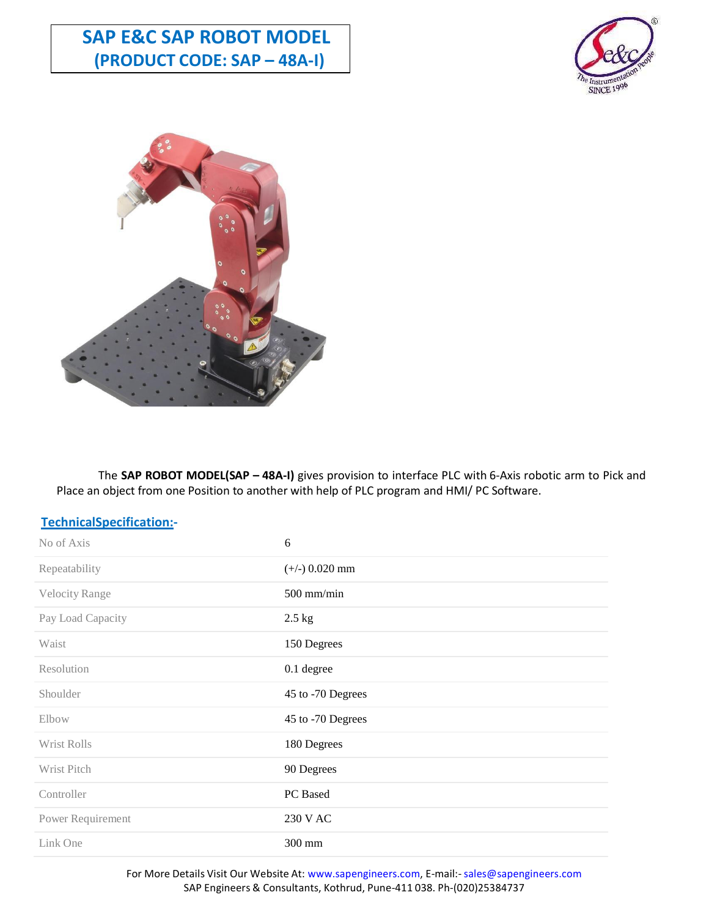# SAP E&C SAP ROBOT MODEL
## (PRODUCT CODE: SAP – 48A-I)

The **SAP ROBOT MODEL(SAP – 48A-I)** gives provision to interface PLC with 6-Axis robotic arm to Pick and Place an object from one Position to another with help of PLC program and HMI/ PC Software.

### TechnicalSpecification:-

| | |
|---|---|
| No of Axis | 6 |
| Repeatability | (+/-) 0.020 mm |
| Velocity Range | 500 mm/min |
| Pay Load Capacity | 2.5 kg |
| Waist | 150 Degrees |
| Resolution | 0.1 degree |
| Shoulder | 45 to -70 Degrees |
| Elbow | 45 to -70 Degrees |
| Wrist Rolls | 180 Degrees |
| Wrist Pitch | 90 Degrees |
| Controller | PC Based |
| Power Requirement | 230 V AC |
| Link One | 300 mm |

For More Details Visit Our Website At: www.sapengineers.com, E-mail:- sales@sapengineers.com
SAP Engineers & Consultants, Kothrud, Pune-411 038. Ph-(020)25384737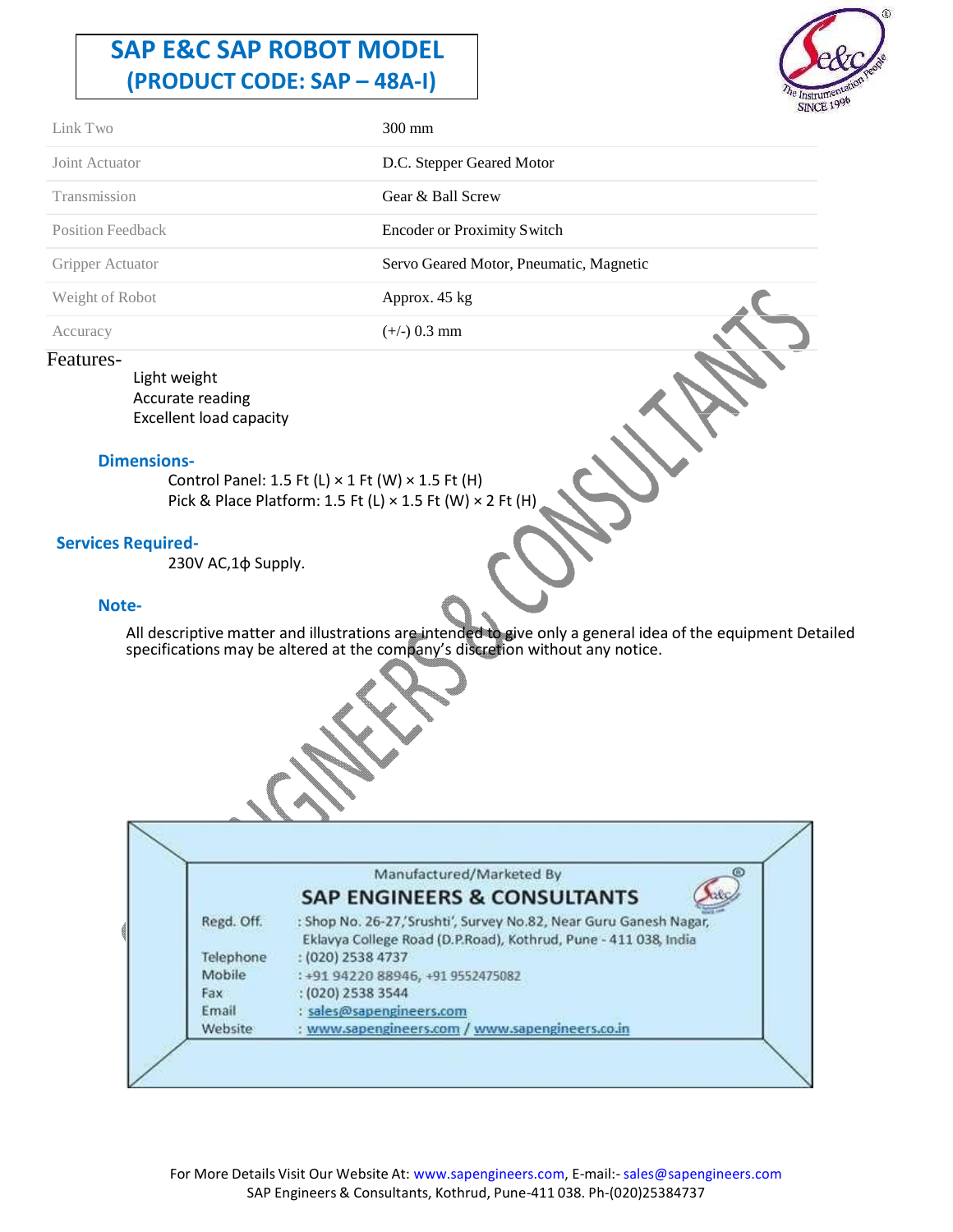# SAP E&C SAP ROBOT MODEL (PRODUCT CODE: SAP – 48A-I)

| | |
|---|---|
| Link Two | 300 mm |
| Joint Actuator | D.C. Stepper Geared Motor |
| Transmission | Gear & Ball Screw |
| Position Feedback | Encoder or Proximity Switch |
| Gripper Actuator | Servo Geared Motor, Pneumatic, Magnetic |
| Weight of Robot | Approx. 45 kg |
| Accuracy | (+/-) 0.3 mm |

Features-

- Light weight
- Accurate reading
- Excellent load capacity

### Dimensions-

Control Panel: 1.5 Ft (L) × 1 Ft (W) × 1.5 Ft (H)
Pick & Place Platform: 1.5 Ft (L) × 1.5 Ft (W) × 2 Ft (H)

### Services Required-

230V AC,1ϕ Supply.

### Note-

All descriptive matter and illustrations are intended to give only a general idea of the equipment Detailed specifications may be altered at the company's discretion without any notice.

Manufactured/Marketed By

**SAP ENGINEERS & CONSULTANTS**

| | |
|---|---|
| Regd. Off. | : Shop No. 26-27,'Srushti', Survey No.82, Near Guru Ganesh Nagar, Eklavya College Road (D.P.Road), Kothrud, Pune - 411 038, India |
| Telephone | : (020) 2538 4737 |
| Mobile | : +91 94220 88946, +91 9552475082 |
| Fax | : (020) 2538 3544 |
| Email | : sales@sapengineers.com |
| Website | : www.sapengineers.com / www.sapengineers.co.in |

For More Details Visit Our Website At: www.sapengineers.com, E-mail:- sales@sapengineers.com
SAP Engineers & Consultants, Kothrud, Pune-411 038. Ph-(020)25384737